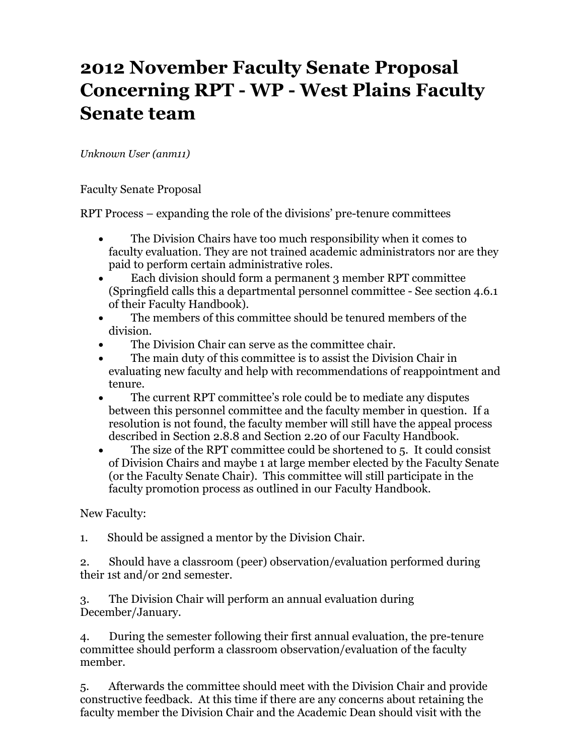# 2012 November Faculty Senate Proposal Concerning RPT - WP - West Plains Faculty Senate team

*Unknown User (anm11)*

Faculty Senate Proposal

RPT Process – expanding the role of the divisions' pre-tenure committees

- The Division Chairs have too much responsibility when it comes to faculty evaluation. They are not trained academic administrators nor are they paid to perform certain administrative roles.
- Each division should form a permanent 3 member RPT committee (Springfield calls this a departmental personnel committee - See section 4.6.1 of their Faculty Handbook).
- The members of this committee should be tenured members of the division.
- The Division Chair can serve as the committee chair.
- The main duty of this committee is to assist the Division Chair in evaluating new faculty and help with recommendations of reappointment and tenure.
- The current RPT committee's role could be to mediate any disputes between this personnel committee and the faculty member in question. If a resolution is not found, the faculty member will still have the appeal process described in Section 2.8.8 and Section 2.20 of our Faculty Handbook.
- The size of the RPT committee could be shortened to 5. It could consist of Division Chairs and maybe 1 at large member elected by the Faculty Senate (or the Faculty Senate Chair). This committee will still participate in the faculty promotion process as outlined in our Faculty Handbook.

New Faculty:

1. Should be assigned a mentor by the Division Chair.

2. Should have a classroom (peer) observation/evaluation performed during their 1st and/or 2nd semester.

3. The Division Chair will perform an annual evaluation during December/January.

4. During the semester following their first annual evaluation, the pre-tenure committee should perform a classroom observation/evaluation of the faculty member.

5. Afterwards the committee should meet with the Division Chair and provide constructive feedback. At this time if there are any concerns about retaining the faculty member the Division Chair and the Academic Dean should visit with the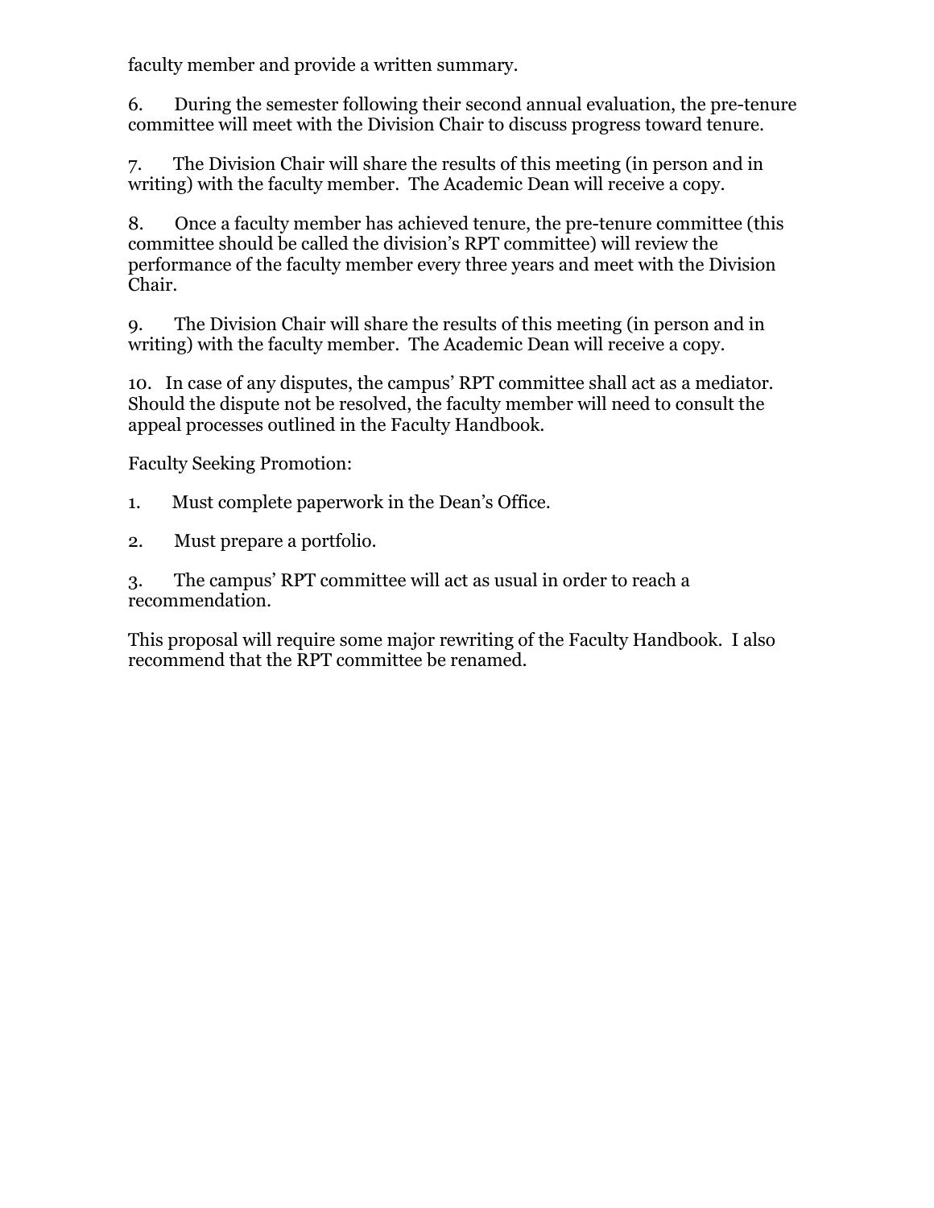faculty member and provide a written summary.

6. During the semester following their second annual evaluation, the pre-tenure committee will meet with the Division Chair to discuss progress toward tenure.

7. The Division Chair will share the results of this meeting (in person and in writing) with the faculty member. The Academic Dean will receive a copy.

8. Once a faculty member has achieved tenure, the pre-tenure committee (this committee should be called the division's RPT committee) will review the performance of the faculty member every three years and meet with the Division Chair.

9. The Division Chair will share the results of this meeting (in person and in writing) with the faculty member. The Academic Dean will receive a copy.

10. In case of any disputes, the campus' RPT committee shall act as a mediator. Should the dispute not be resolved, the faculty member will need to consult the appeal processes outlined in the Faculty Handbook.

Faculty Seeking Promotion:

1. Must complete paperwork in the Dean's Office.

2. Must prepare a portfolio.

3. The campus' RPT committee will act as usual in order to reach a recommendation.

This proposal will require some major rewriting of the Faculty Handbook. I also recommend that the RPT committee be renamed.